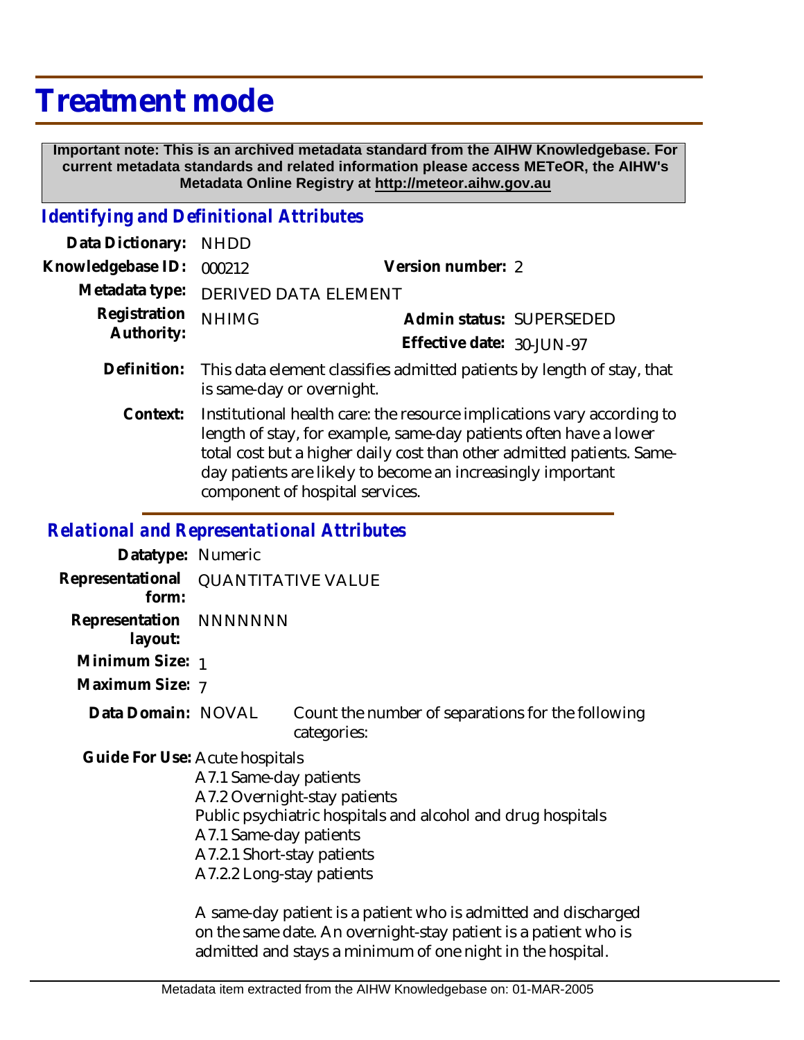# Treatment mode

**Important note: This is an archived metadata standard from the AIHW Knowledgebase. For current metadata standards and related information please access METeOR, the AIHW's Metadata Online Registry at http://meteor.aihw.gov.au**

## *Identifying and Definitional Attributes*

**Data Dictionary:** NHDD

**Knowledgebase ID:** 000212

**Version number:** 2

**Metadata type:** DERIVED DATA ELEMENT

**Registration Authority:** NHIMG

**Admin status:** SUPERSEDED

**Effective date:** 30-JUN-97

**Definition:** This data element classifies admitted patients by length of stay, that is same-day or overnight.

**Context:** Institutional health care: the resource implications vary according to length of stay, for example, same-day patients often have a lower total cost but a higher daily cost than other admitted patients. Same-day patients are likely to become an increasingly important component of hospital services.

## *Relational and Representational Attributes*

**Datatype:** Numeric

**Representational form:** QUANTITATIVE VALUE

**Representation layout:** NNNNNNN

**Minimum Size:** 1

**Maximum Size:** 7

**Data Domain:** NOVAL Count the number of separations for the following categories:

**Guide For Use:** Acute hospitals

A7.1 Same-day patients
A7.2 Overnight-stay patients
Public psychiatric hospitals and alcohol and drug hospitals
A7.1 Same-day patients
A7.2.1 Short-stay patients
A7.2.2 Long-stay patients

A same-day patient is a patient who is admitted and discharged on the same date. An overnight-stay patient is a patient who is admitted and stays a minimum of one night in the hospital.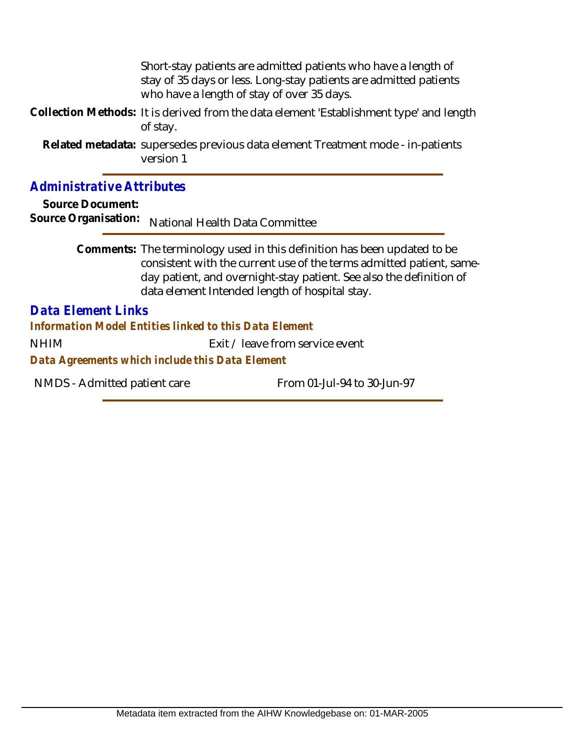Short-stay patients are admitted patients who have a length of stay of 35 days or less. Long-stay patients are admitted patients who have a length of stay of over 35 days.

**Collection Methods:** It is derived from the data element 'Establishment type' and length of stay.

**Related metadata:** supersedes previous data element Treatment mode - in-patients version 1

## Administrative Attributes

**Source Document:**

**Source Organisation:** National Health Data Committee

**Comments:** The terminology used in this definition has been updated to be consistent with the current use of the terms admitted patient, same-day patient, and overnight-stay patient. See also the definition of data element Intended length of hospital stay.

## Data Element Links

### Information Model Entities linked to this Data Element

| | |
|---|---|
| NHIM | Exit / leave from service event |

### Data Agreements which include this Data Element

| | |
|---|---|
| NMDS - Admitted patient care | From 01-Jul-94 to 30-Jun-97 |